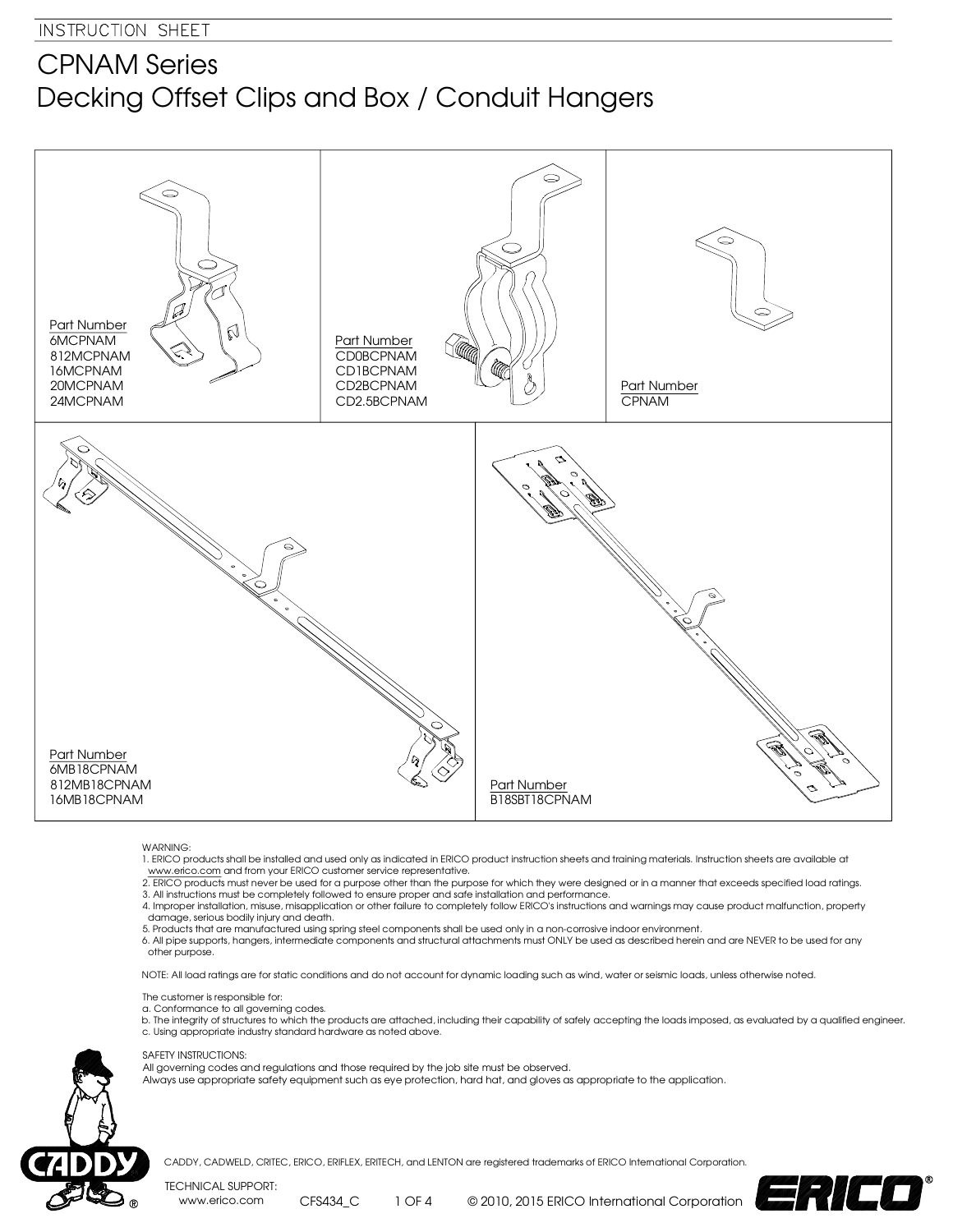INSTRUCTION SHEET

# CPNAM Series
# Decking Offset Clips and Box / Conduit Hangers

Part Number
6MCPNAM
812MCPNAM
16MCPNAM
20MCPNAM
24MCPNAM

Part Number
CD0BCPNAM
CD1BCPNAM
CD2BCPNAM
CD2.5BCPNAM

Part Number
CPNAM

Part Number
6MB18CPNAM
812MB18CPNAM
16MB18CPNAM

Part Number
B18SBT18CPNAM

WARNING:
1. ERICO products shall be installed and used only as indicated in ERICO product instruction sheets and training materials. Instruction sheets are available at www.erico.com and from your ERICO customer service representative.
2. ERICO products must never be used for a purpose other than the purpose for which they were designed or in a manner that exceeds specified load ratings.
3. All instructions must be completely followed to ensure proper and safe installation and performance.
4. Improper installation, misuse, misapplication or other failure to completely follow ERICO's instructions and warnings may cause product malfunction, property damage, serious bodily injury and death.
5. Products that are manufactured using spring steel components shall be used only in a non-corrosive indoor environment.
6. All pipe supports, hangers, intermediate components and structural attachments must ONLY be used as described herein and are NEVER to be used for any other purpose.

NOTE: All load ratings are for static conditions and do not account for dynamic loading such as wind, water or seismic loads, unless otherwise noted.

The customer is responsible for:
a. Conformance to all governing codes.
b. The integrity of structures to which the products are attached, including their capability of safely accepting the loads imposed, as evaluated by a qualified engineer.
c. Using appropriate industry standard hardware as noted above.

SAFETY INSTRUCTIONS:
All governing codes and regulations and those required by the job site must be observed.
Always use appropriate safety equipment such as eye protection, hard hat, and gloves as appropriate to the application.

CADDY, CADWELD, CRITEC, ERICO, ERIFLEX, ERITECH, and LENTON are registered trademarks of ERICO International Corporation.

TECHNICAL SUPPORT:
www.erico.com CFS434_C © 2010, 2015 ERICO International Corporation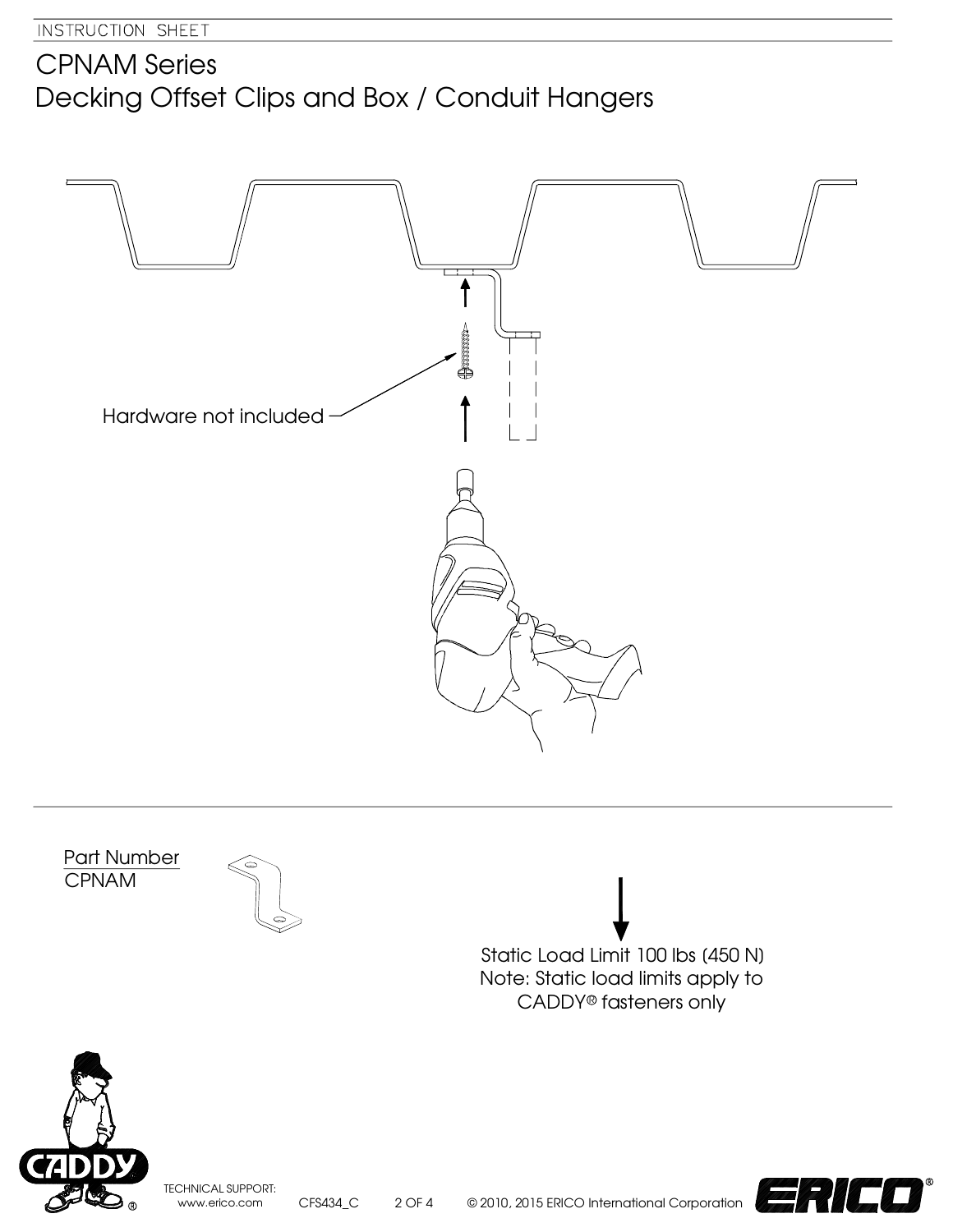# CPNAM Series

## Decking Offset Clips and Box / Conduit Hangers

Hardware not included

Part Number
CPNAM

Static Load Limit 100 lbs (450 N)
Note: Static load limits apply to CADDY® fasteners only

TECHNICAL SUPPORT:
www.erico.com CFS434_C © 2010, 2015 ERICO International Corporation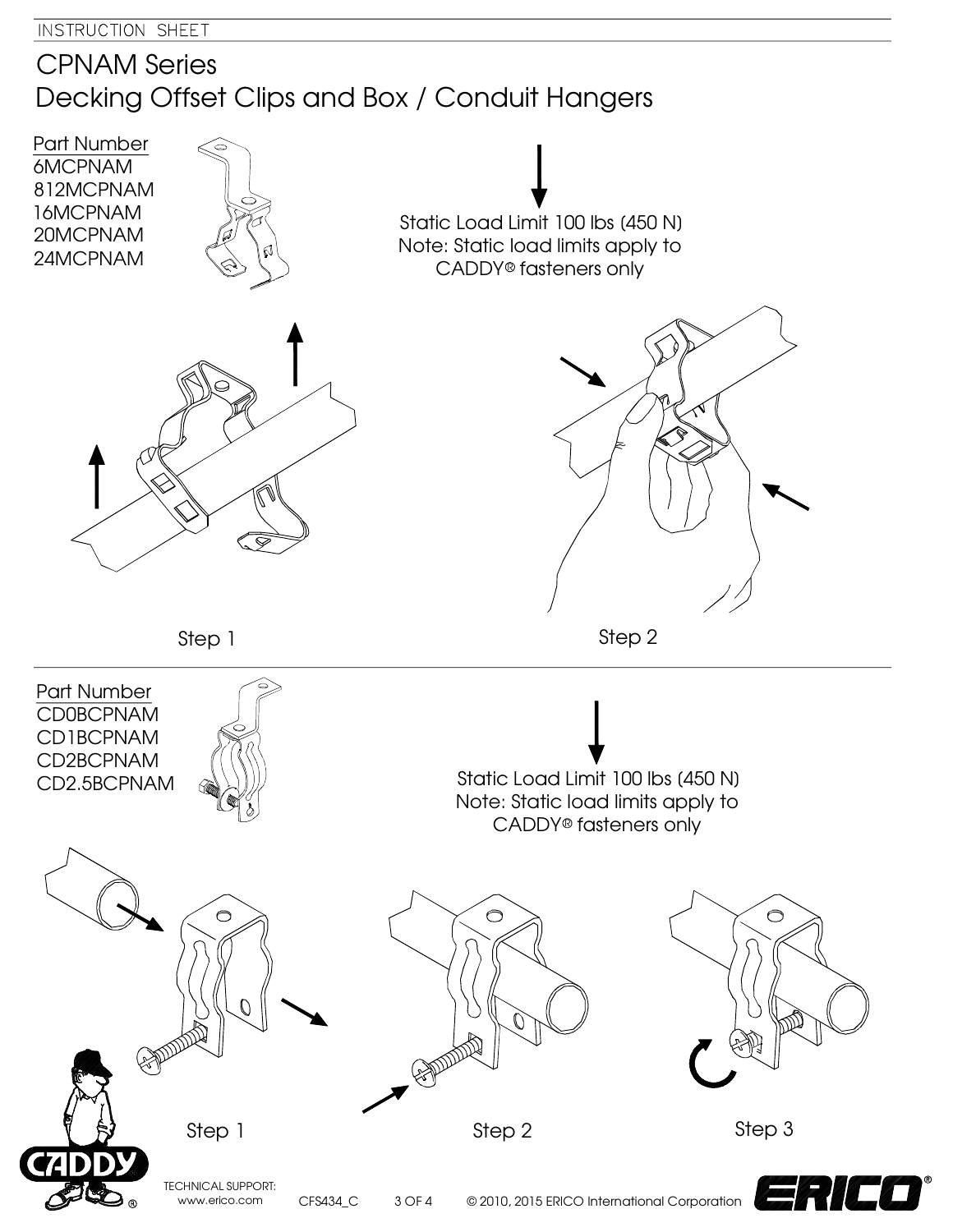INSTRUCTION SHEET

# CPNAM Series
# Decking Offset Clips and Box / Conduit Hangers

Part Number
6MCPNAM
812MCPNAM
16MCPNAM
20MCPNAM
24MCPNAM

Static Load Limit 100 lbs (450 N)
Note: Static load limits apply to CADDY® fasteners only

Step 1

Step 2

Part Number
CD0BCPNAM
CD1BCPNAM
CD2BCPNAM
CD2.5BCPNAM

Static Load Limit 100 lbs (450 N)
Note: Static load limits apply to CADDY® fasteners only

Step 1

Step 2

Step 3

TECHNICAL SUPPORT:
www.erico.com

CFS434_C

© 2010, 2015 ERICO International Corporation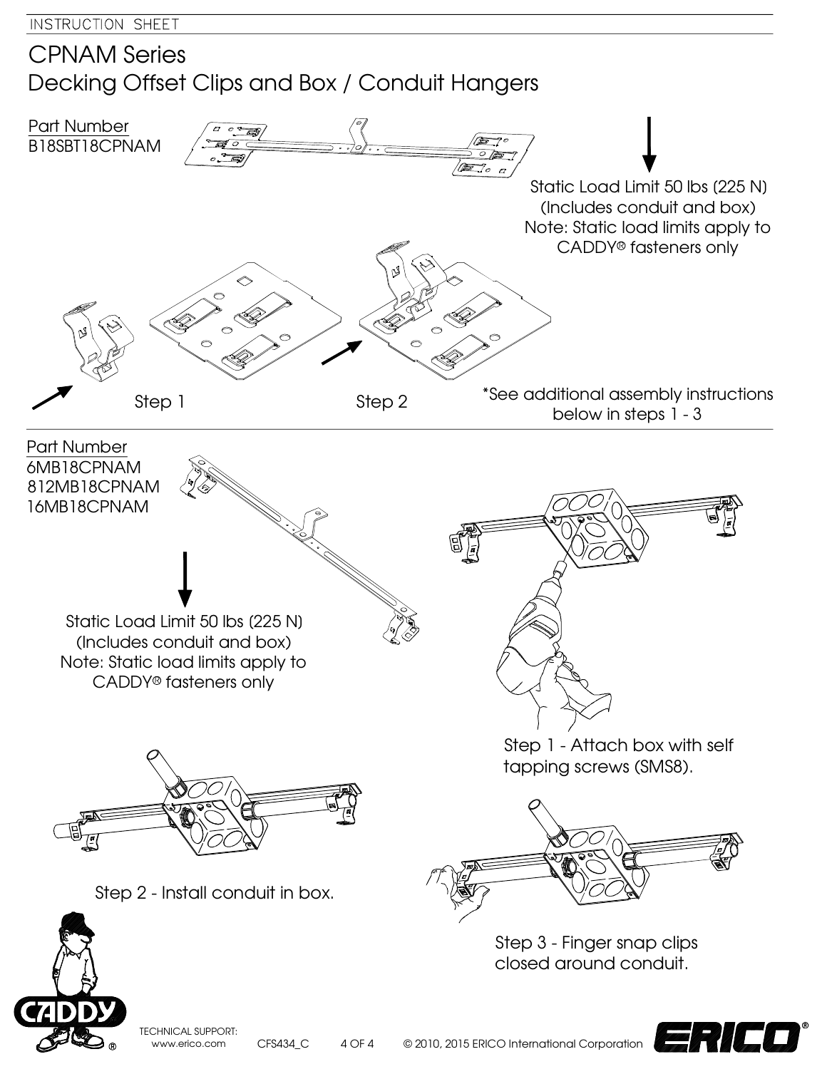INSTRUCTION SHEET

# CPNAM Series
## Decking Offset Clips and Box / Conduit Hangers

Part Number
B18SBT18CPNAM

Static Load Limit 50 lbs (225 N)
(Includes conduit and box)
Note: Static load limits apply to CADDY® fasteners only

Step 1

Step 2

*See additional assembly instructions below in steps 1 - 3

---

Part Number
6MB18CPNAM
812MB18CPNAM
16MB18CPNAM

Static Load Limit 50 lbs (225 N)
(Includes conduit and box)
Note: Static load limits apply to CADDY® fasteners only

Step 1 - Attach box with self tapping screws (SMS8).

Step 2 - Install conduit in box.

Step 3 - Finger snap clips closed around conduit.

TECHNICAL SUPPORT:
www.erico.com

CFS434_C

© 2010, 2015 ERICO International Corporation